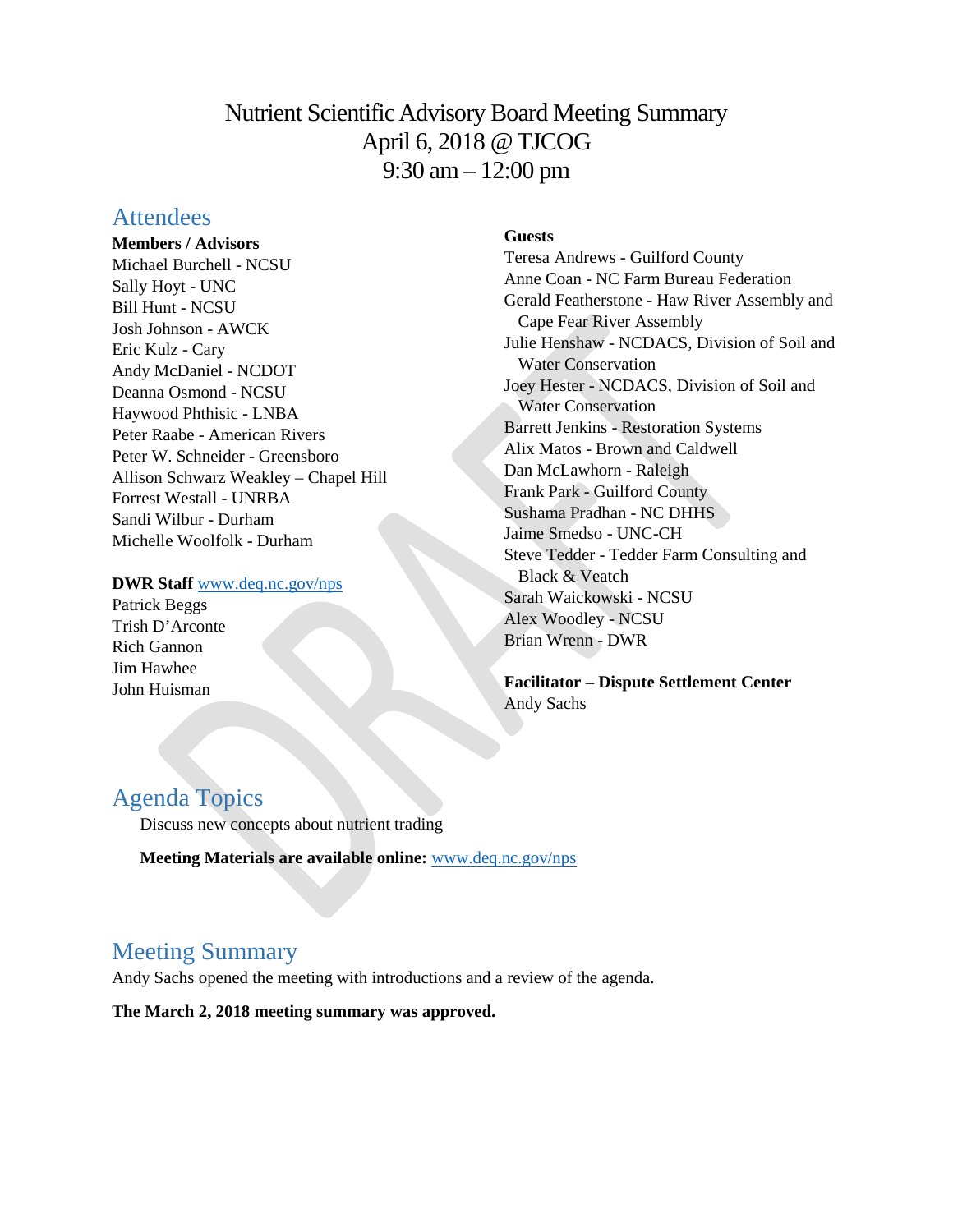# Nutrient Scientific Advisory Board Meeting Summary
April 6, 2018 @ TJCOG
9:30 am – 12:00 pm

## Attendees

**Members / Advisors**

Michael Burchell - NCSU
Sally Hoyt - UNC
Bill Hunt - NCSU
Josh Johnson - AWCK
Eric Kulz - Cary
Andy McDaniel - NCDOT
Deanna Osmond - NCSU
Haywood Phthisic - LNBA
Peter Raabe - American Rivers
Peter W. Schneider - Greensboro
Allison Schwarz Weakley – Chapel Hill
Forrest Westall - UNRBA
Sandi Wilbur - Durham
Michelle Woolfolk - Durham

**DWR Staff** www.deq.nc.gov/nps

Patrick Beggs
Trish D'Arconte
Rich Gannon
Jim Hawhee
John Huisman

**Guests**

Teresa Andrews - Guilford County
Anne Coan - NC Farm Bureau Federation
Gerald Featherstone - Haw River Assembly and Cape Fear River Assembly
Julie Henshaw - NCDACS, Division of Soil and Water Conservation
Joey Hester - NCDACS, Division of Soil and Water Conservation
Barrett Jenkins - Restoration Systems
Alix Matos - Brown and Caldwell
Dan McLawhorn - Raleigh
Frank Park - Guilford County
Sushama Pradhan - NC DHHS
Jaime Smedso - UNC-CH
Steve Tedder - Tedder Farm Consulting and Black & Veatch
Sarah Waickowski - NCSU
Alex Woodley - NCSU
Brian Wrenn - DWR

**Facilitator – Dispute Settlement Center**

Andy Sachs

## Agenda Topics

Discuss new concepts about nutrient trading

**Meeting Materials are available online:** www.deq.nc.gov/nps

## Meeting Summary

Andy Sachs opened the meeting with introductions and a review of the agenda.

**The March 2, 2018 meeting summary was approved.**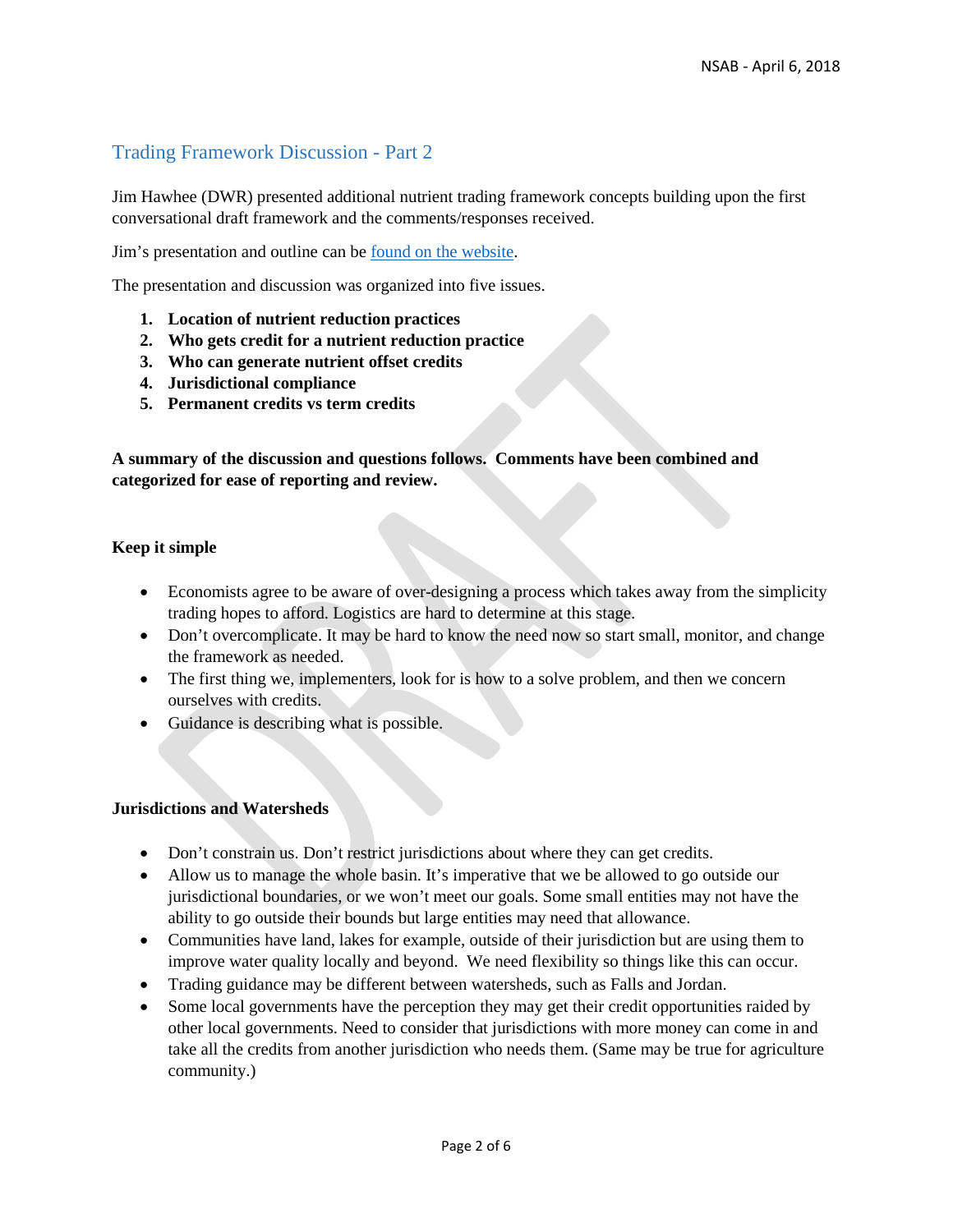## Trading Framework Discussion - Part 2

Jim Hawhee (DWR) presented additional nutrient trading framework concepts building upon the first conversational draft framework and the comments/responses received.

Jim's presentation and outline can be found on the website.

The presentation and discussion was organized into five issues.

1. **Location of nutrient reduction practices**
2. **Who gets credit for a nutrient reduction practice**
3. **Who can generate nutrient offset credits**
4. **Jurisdictional compliance**
5. **Permanent credits vs term credits**

**A summary of the discussion and questions follows. Comments have been combined and categorized for ease of reporting and review.**

**Keep it simple**

- Economists agree to be aware of over-designing a process which takes away from the simplicity trading hopes to afford. Logistics are hard to determine at this stage.
- Don't overcomplicate. It may be hard to know the need now so start small, monitor, and change the framework as needed.
- The first thing we, implementers, look for is how to a solve problem, and then we concern ourselves with credits.
- Guidance is describing what is possible.

**Jurisdictions and Watersheds**

- Don't constrain us. Don't restrict jurisdictions about where they can get credits.
- Allow us to manage the whole basin. It's imperative that we be allowed to go outside our jurisdictional boundaries, or we won't meet our goals. Some small entities may not have the ability to go outside their bounds but large entities may need that allowance.
- Communities have land, lakes for example, outside of their jurisdiction but are using them to improve water quality locally and beyond. We need flexibility so things like this can occur.
- Trading guidance may be different between watersheds, such as Falls and Jordan.
- Some local governments have the perception they may get their credit opportunities raided by other local governments. Need to consider that jurisdictions with more money can come in and take all the credits from another jurisdiction who needs them. (Same may be true for agriculture community.)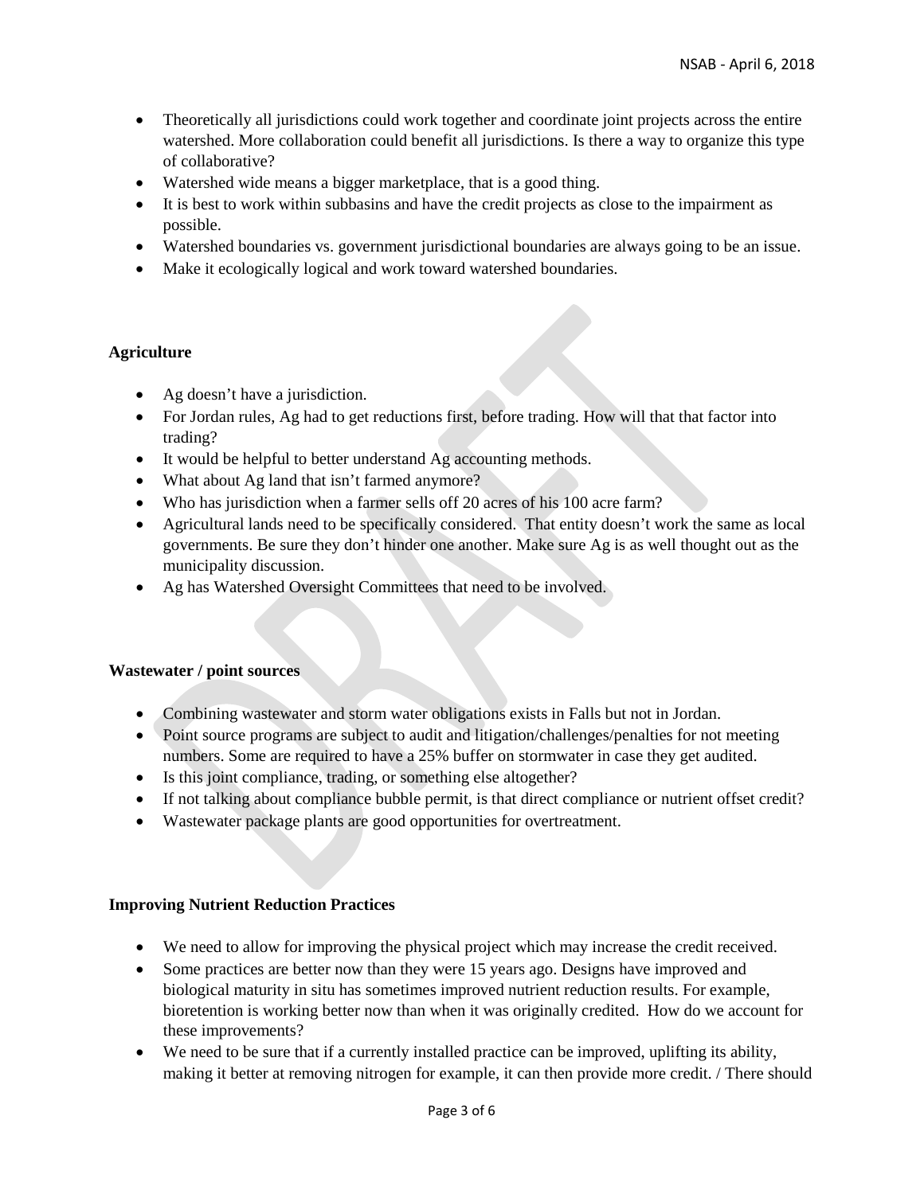- Theoretically all jurisdictions could work together and coordinate joint projects across the entire watershed. More collaboration could benefit all jurisdictions. Is there a way to organize this type of collaborative?
- Watershed wide means a bigger marketplace, that is a good thing.
- It is best to work within subbasins and have the credit projects as close to the impairment as possible.
- Watershed boundaries vs. government jurisdictional boundaries are always going to be an issue.
- Make it ecologically logical and work toward watershed boundaries.

**Agriculture**

- Ag doesn't have a jurisdiction.
- For Jordan rules, Ag had to get reductions first, before trading. How will that that factor into trading?
- It would be helpful to better understand Ag accounting methods.
- What about Ag land that isn't farmed anymore?
- Who has jurisdiction when a farmer sells off 20 acres of his 100 acre farm?
- Agricultural lands need to be specifically considered. That entity doesn't work the same as local governments. Be sure they don't hinder one another. Make sure Ag is as well thought out as the municipality discussion.
- Ag has Watershed Oversight Committees that need to be involved.

**Wastewater / point sources**

- Combining wastewater and storm water obligations exists in Falls but not in Jordan.
- Point source programs are subject to audit and litigation/challenges/penalties for not meeting numbers. Some are required to have a 25% buffer on stormwater in case they get audited.
- Is this joint compliance, trading, or something else altogether?
- If not talking about compliance bubble permit, is that direct compliance or nutrient offset credit?
- Wastewater package plants are good opportunities for overtreatment.

**Improving Nutrient Reduction Practices**

- We need to allow for improving the physical project which may increase the credit received.
- Some practices are better now than they were 15 years ago. Designs have improved and biological maturity in situ has sometimes improved nutrient reduction results. For example, bioretention is working better now than when it was originally credited. How do we account for these improvements?
- We need to be sure that if a currently installed practice can be improved, uplifting its ability, making it better at removing nitrogen for example, it can then provide more credit. / There should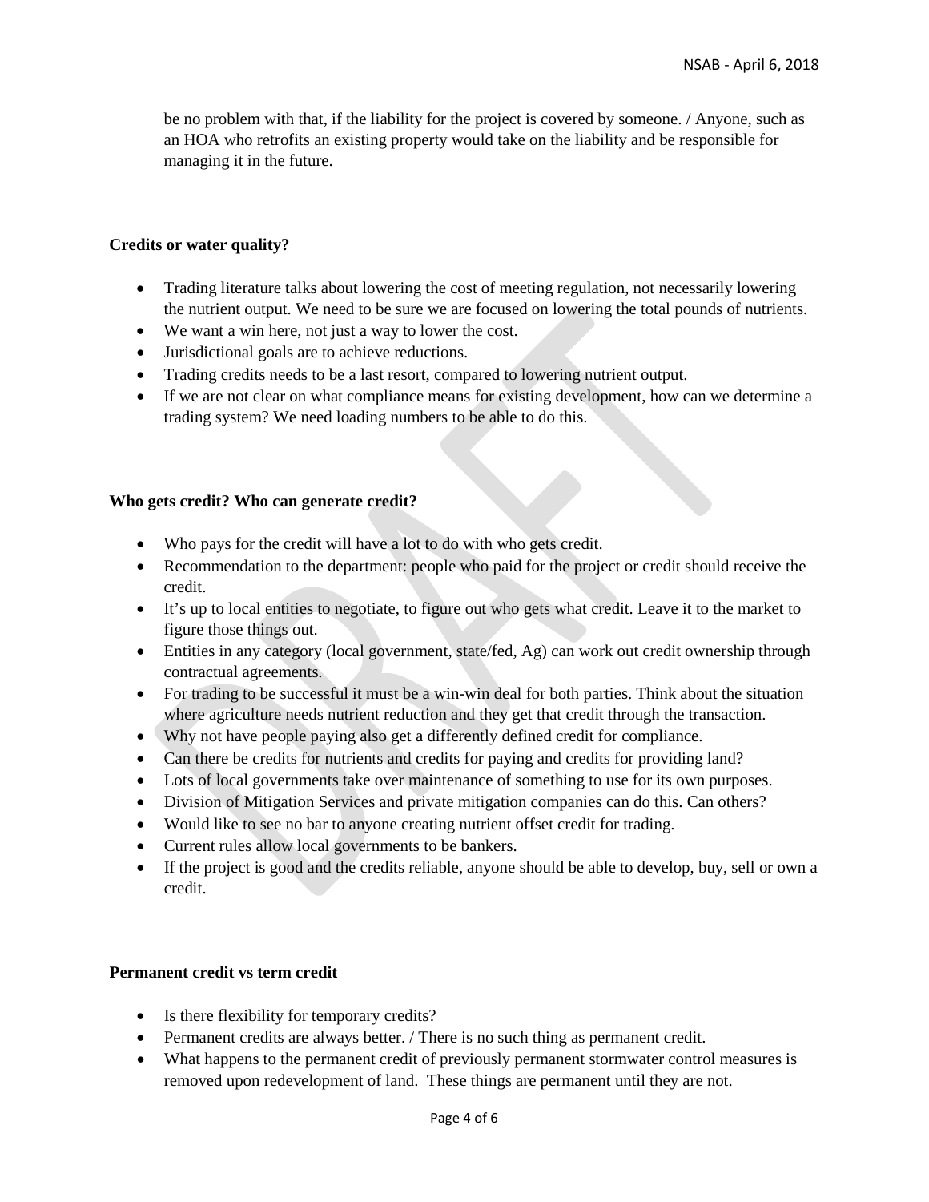be no problem with that, if the liability for the project is covered by someone. / Anyone, such as an HOA who retrofits an existing property would take on the liability and be responsible for managing it in the future.

**Credits or water quality?**

- Trading literature talks about lowering the cost of meeting regulation, not necessarily lowering the nutrient output. We need to be sure we are focused on lowering the total pounds of nutrients.
- We want a win here, not just a way to lower the cost.
- Jurisdictional goals are to achieve reductions.
- Trading credits needs to be a last resort, compared to lowering nutrient output.
- If we are not clear on what compliance means for existing development, how can we determine a trading system? We need loading numbers to be able to do this.

**Who gets credit? Who can generate credit?**

- Who pays for the credit will have a lot to do with who gets credit.
- Recommendation to the department: people who paid for the project or credit should receive the credit.
- It's up to local entities to negotiate, to figure out who gets what credit. Leave it to the market to figure those things out.
- Entities in any category (local government, state/fed, Ag) can work out credit ownership through contractual agreements.
- For trading to be successful it must be a win-win deal for both parties. Think about the situation where agriculture needs nutrient reduction and they get that credit through the transaction.
- Why not have people paying also get a differently defined credit for compliance.
- Can there be credits for nutrients and credits for paying and credits for providing land?
- Lots of local governments take over maintenance of something to use for its own purposes.
- Division of Mitigation Services and private mitigation companies can do this. Can others?
- Would like to see no bar to anyone creating nutrient offset credit for trading.
- Current rules allow local governments to be bankers.
- If the project is good and the credits reliable, anyone should be able to develop, buy, sell or own a credit.

**Permanent credit vs term credit**

- Is there flexibility for temporary credits?
- Permanent credits are always better. / There is no such thing as permanent credit.
- What happens to the permanent credit of previously permanent stormwater control measures is removed upon redevelopment of land. These things are permanent until they are not.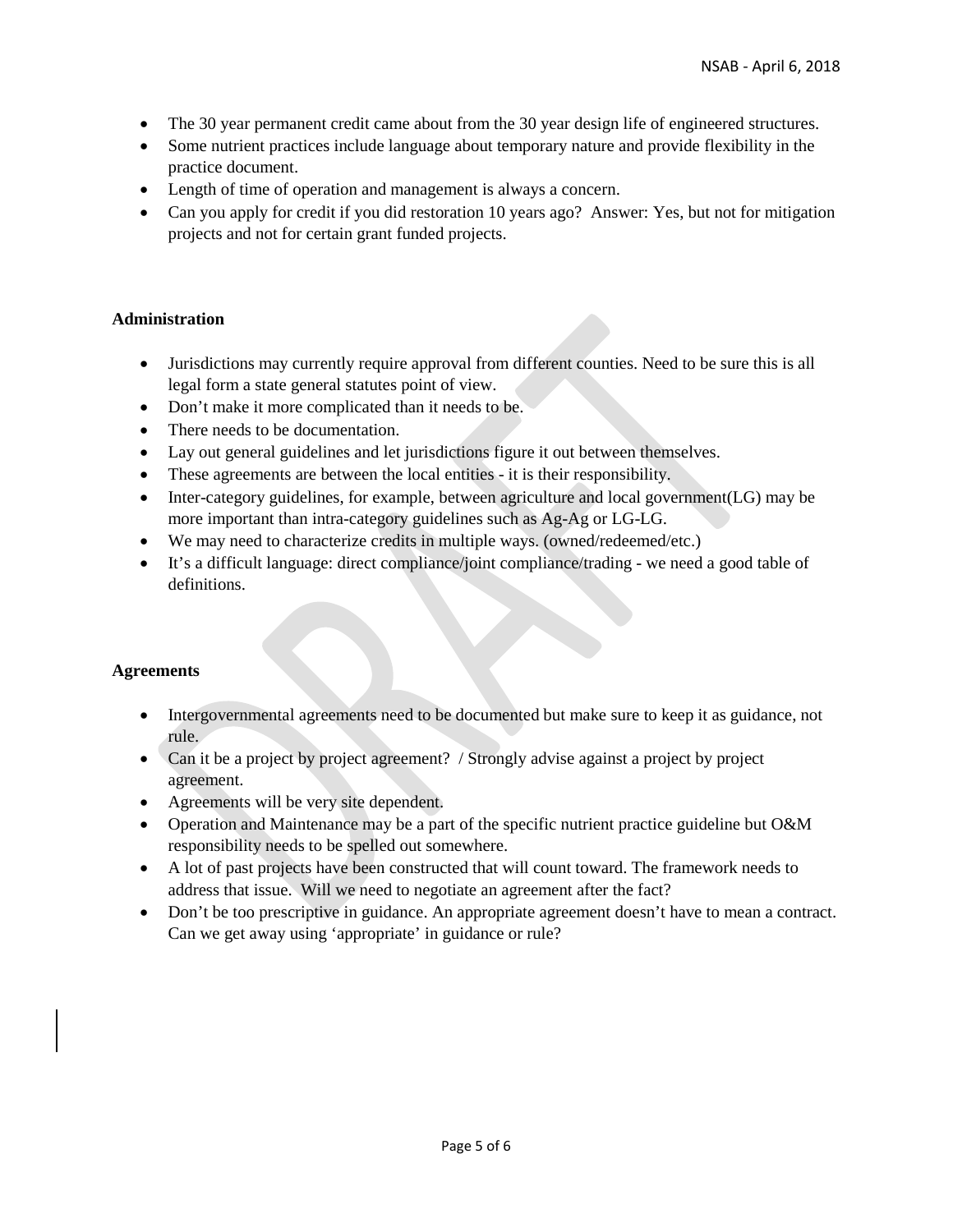- The 30 year permanent credit came about from the 30 year design life of engineered structures.
- Some nutrient practices include language about temporary nature and provide flexibility in the practice document.
- Length of time of operation and management is always a concern.
- Can you apply for credit if you did restoration 10 years ago? Answer: Yes, but not for mitigation projects and not for certain grant funded projects.

**Administration**

- Jurisdictions may currently require approval from different counties. Need to be sure this is all legal form a state general statutes point of view.
- Don't make it more complicated than it needs to be.
- There needs to be documentation.
- Lay out general guidelines and let jurisdictions figure it out between themselves.
- These agreements are between the local entities - it is their responsibility.
- Inter-category guidelines, for example, between agriculture and local government(LG) may be more important than intra-category guidelines such as Ag-Ag or LG-LG.
- We may need to characterize credits in multiple ways. (owned/redeemed/etc.)
- It's a difficult language: direct compliance/joint compliance/trading - we need a good table of definitions.

**Agreements**

- Intergovernmental agreements need to be documented but make sure to keep it as guidance, not rule.
- Can it be a project by project agreement? / Strongly advise against a project by project agreement.
- Agreements will be very site dependent.
- Operation and Maintenance may be a part of the specific nutrient practice guideline but O&M responsibility needs to be spelled out somewhere.
- A lot of past projects have been constructed that will count toward. The framework needs to address that issue. Will we need to negotiate an agreement after the fact?
- Don't be too prescriptive in guidance. An appropriate agreement doesn't have to mean a contract. Can we get away using 'appropriate' in guidance or rule?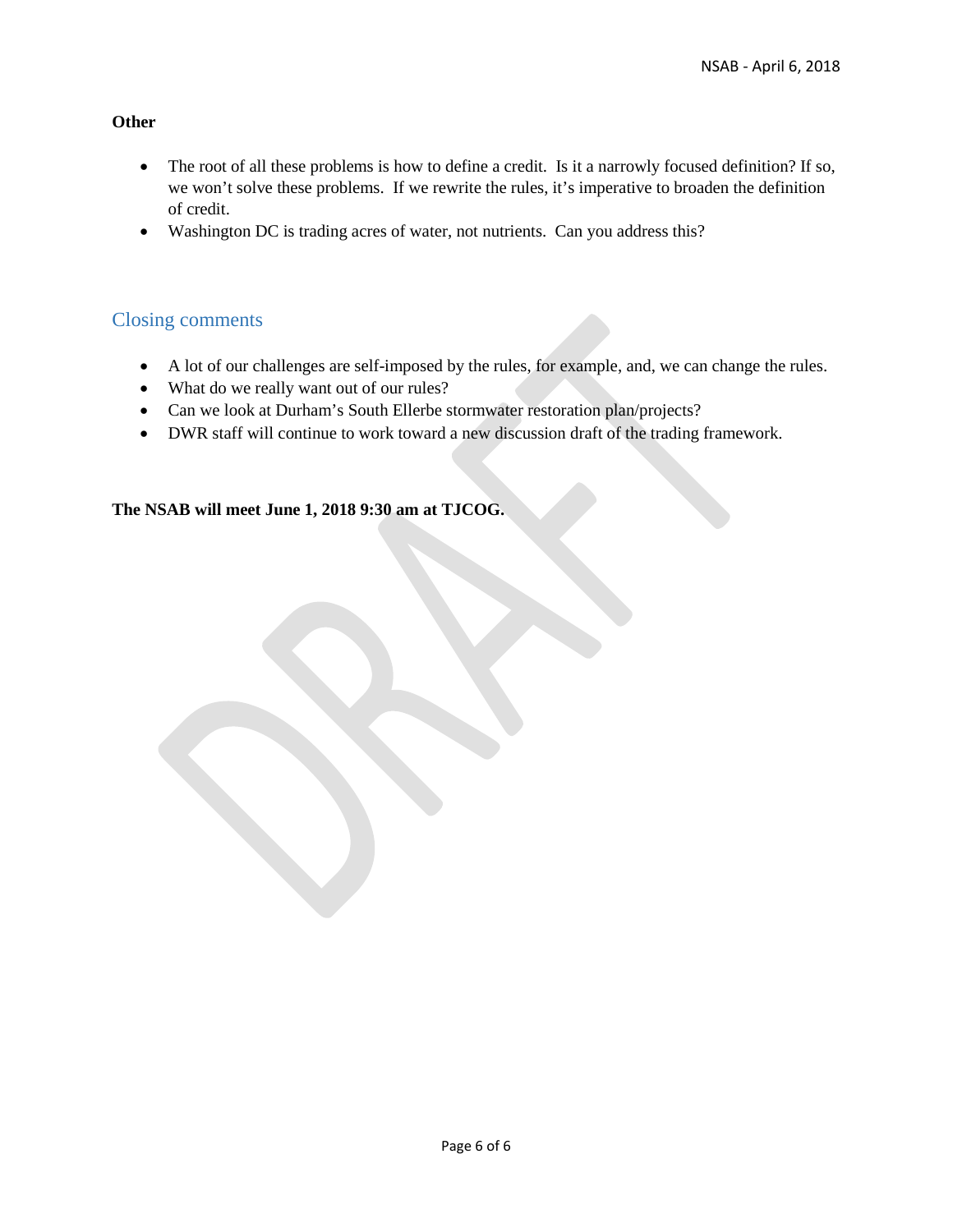**Other**

- The root of all these problems is how to define a credit. Is it a narrowly focused definition? If so, we won't solve these problems. If we rewrite the rules, it's imperative to broaden the definition of credit.
- Washington DC is trading acres of water, not nutrients. Can you address this?

## Closing comments

- A lot of our challenges are self-imposed by the rules, for example, and, we can change the rules.
- What do we really want out of our rules?
- Can we look at Durham's South Ellerbe stormwater restoration plan/projects?
- DWR staff will continue to work toward a new discussion draft of the trading framework.

**The NSAB will meet June 1, 2018 9:30 am at TJCOG.**